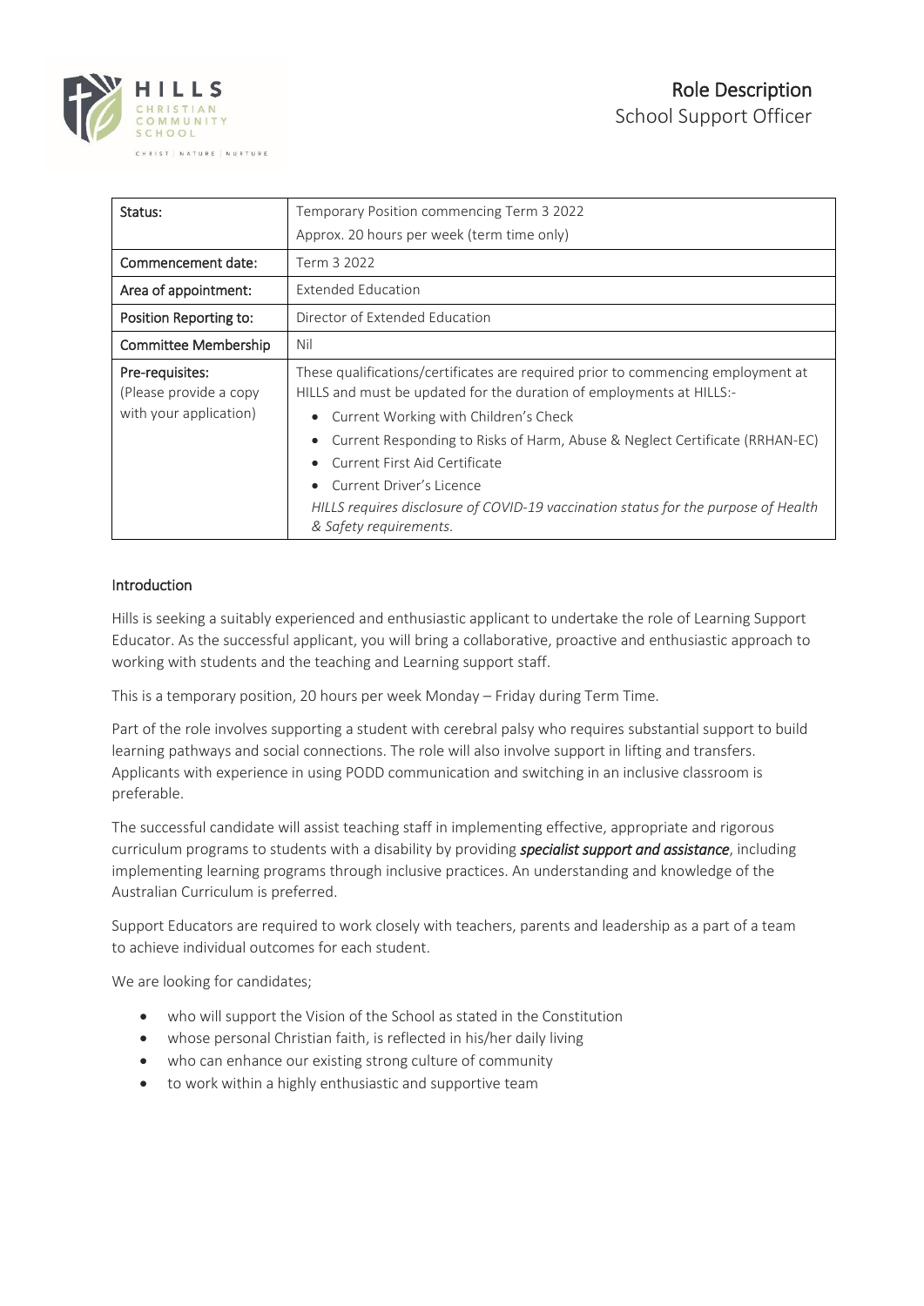# Role Description

School Support Officer

| | |
|---|---|
| Status: | Temporary Position commencing Term 3 2022<br>Approx. 20 hours per week (term time only) |
| Commencement date: | Term 3 2022 |
| Area of appointment: | Extended Education |
| Position Reporting to: | Director of Extended Education |
| Committee Membership | Nil |
| Pre-requisites:<br>(Please provide a copy with your application) | These qualifications/certificates are required prior to commencing employment at HILLS and must be updated for the duration of employments at HILLS:-<br>• Current Working with Children's Check<br>• Current Responding to Risks of Harm, Abuse & Neglect Certificate (RRHAN-EC)<br>• Current First Aid Certificate<br>• Current Driver's Licence<br>*HILLS requires disclosure of COVID-19 vaccination status for the purpose of Health & Safety requirements.* |

## Introduction

Hills is seeking a suitably experienced and enthusiastic applicant to undertake the role of Learning Support Educator. As the successful applicant, you will bring a collaborative, proactive and enthusiastic approach to working with students and the teaching and Learning support staff.

This is a temporary position, 20 hours per week Monday – Friday during Term Time.

Part of the role involves supporting a student with cerebral palsy who requires substantial support to build learning pathways and social connections. The role will also involve support in lifting and transfers. Applicants with experience in using PODD communication and switching in an inclusive classroom is preferable.

The successful candidate will assist teaching staff in implementing effective, appropriate and rigorous curriculum programs to students with a disability by providing ***specialist support and assistance***, including implementing learning programs through inclusive practices. An understanding and knowledge of the Australian Curriculum is preferred.

Support Educators are required to work closely with teachers, parents and leadership as a part of a team to achieve individual outcomes for each student.

We are looking for candidates;

- who will support the Vision of the School as stated in the Constitution
- whose personal Christian faith, is reflected in his/her daily living
- who can enhance our existing strong culture of community
- to work within a highly enthusiastic and supportive team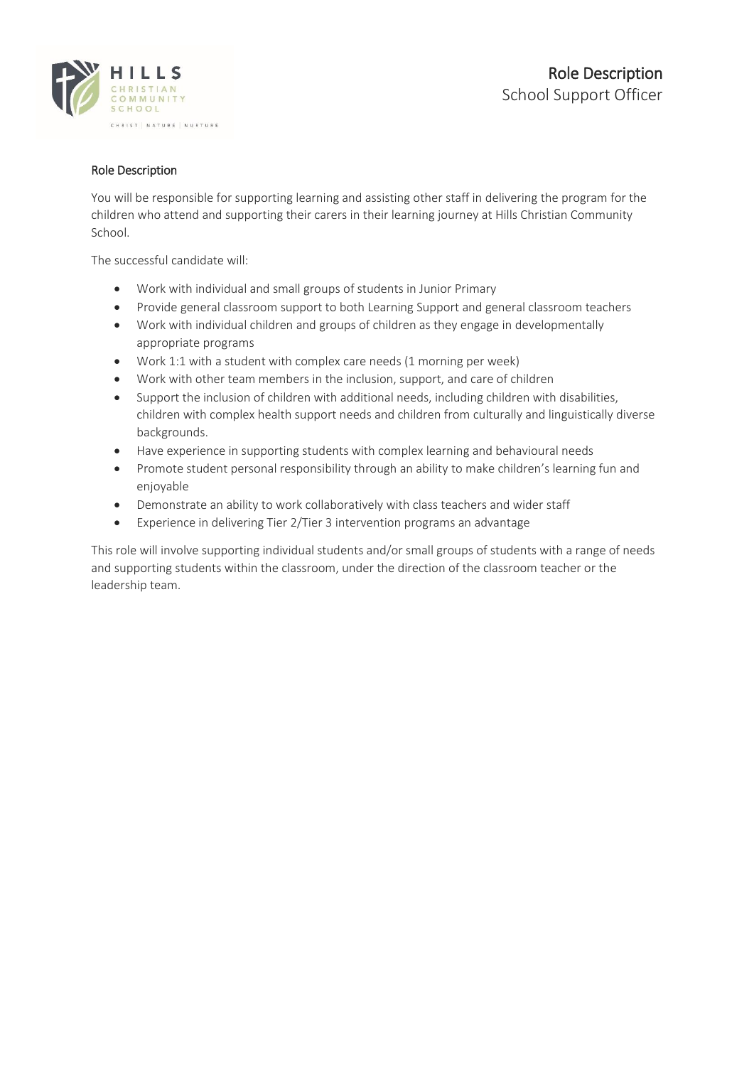# Role Description
## School Support Officer

### Role Description

You will be responsible for supporting learning and assisting other staff in delivering the program for the children who attend and supporting their carers in their learning journey at Hills Christian Community School.

The successful candidate will:

- Work with individual and small groups of students in Junior Primary
- Provide general classroom support to both Learning Support and general classroom teachers
- Work with individual children and groups of children as they engage in developmentally appropriate programs
- Work 1:1 with a student with complex care needs (1 morning per week)
- Work with other team members in the inclusion, support, and care of children
- Support the inclusion of children with additional needs, including children with disabilities, children with complex health support needs and children from culturally and linguistically diverse backgrounds.
- Have experience in supporting students with complex learning and behavioural needs
- Promote student personal responsibility through an ability to make children's learning fun and enjoyable
- Demonstrate an ability to work collaboratively with class teachers and wider staff
- Experience in delivering Tier 2/Tier 3 intervention programs an advantage

This role will involve supporting individual students and/or small groups of students with a range of needs and supporting students within the classroom, under the direction of the classroom teacher or the leadership team.